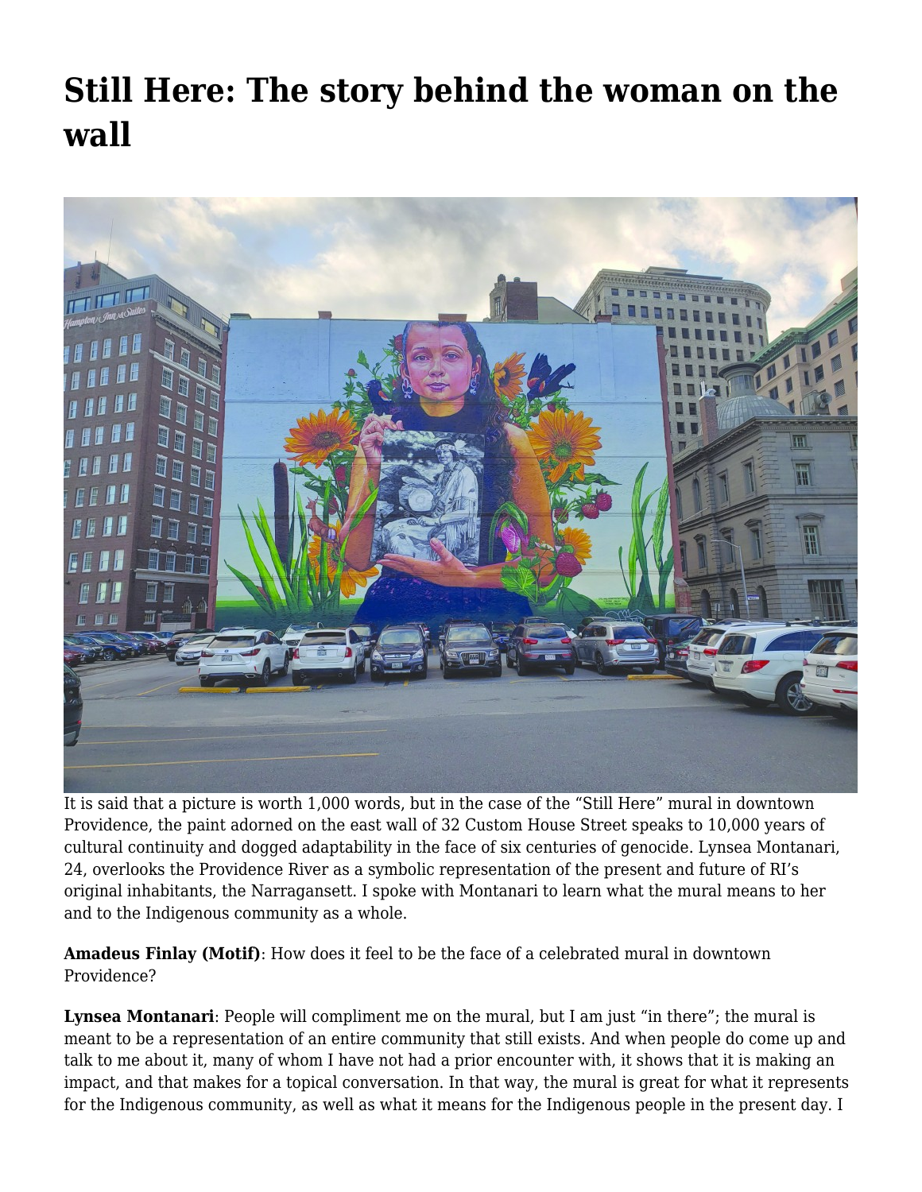# Still Here: The story behind the woman on the wall

It is said that a picture is worth 1,000 words, but in the case of the "Still Here" mural in downtown Providence, the paint adorned on the east wall of 32 Custom House Street speaks to 10,000 years of cultural continuity and dogged adaptability in the face of six centuries of genocide. Lynsea Montanari, 24, overlooks the Providence River as a symbolic representation of the present and future of RI's original inhabitants, the Narragansett. I spoke with Montanari to learn what the mural means to her and to the Indigenous community as a whole.

**Amadeus Finlay (Motif)**: How does it feel to be the face of a celebrated mural in downtown Providence?

**Lynsea Montanari**: People will compliment me on the mural, but I am just "in there"; the mural is meant to be a representation of an entire community that still exists. And when people do come up and talk to me about it, many of whom I have not had a prior encounter with, it shows that it is making an impact, and that makes for a topical conversation. In that way, the mural is great for what it represents for the Indigenous community, as well as what it means for the Indigenous people in the present day. I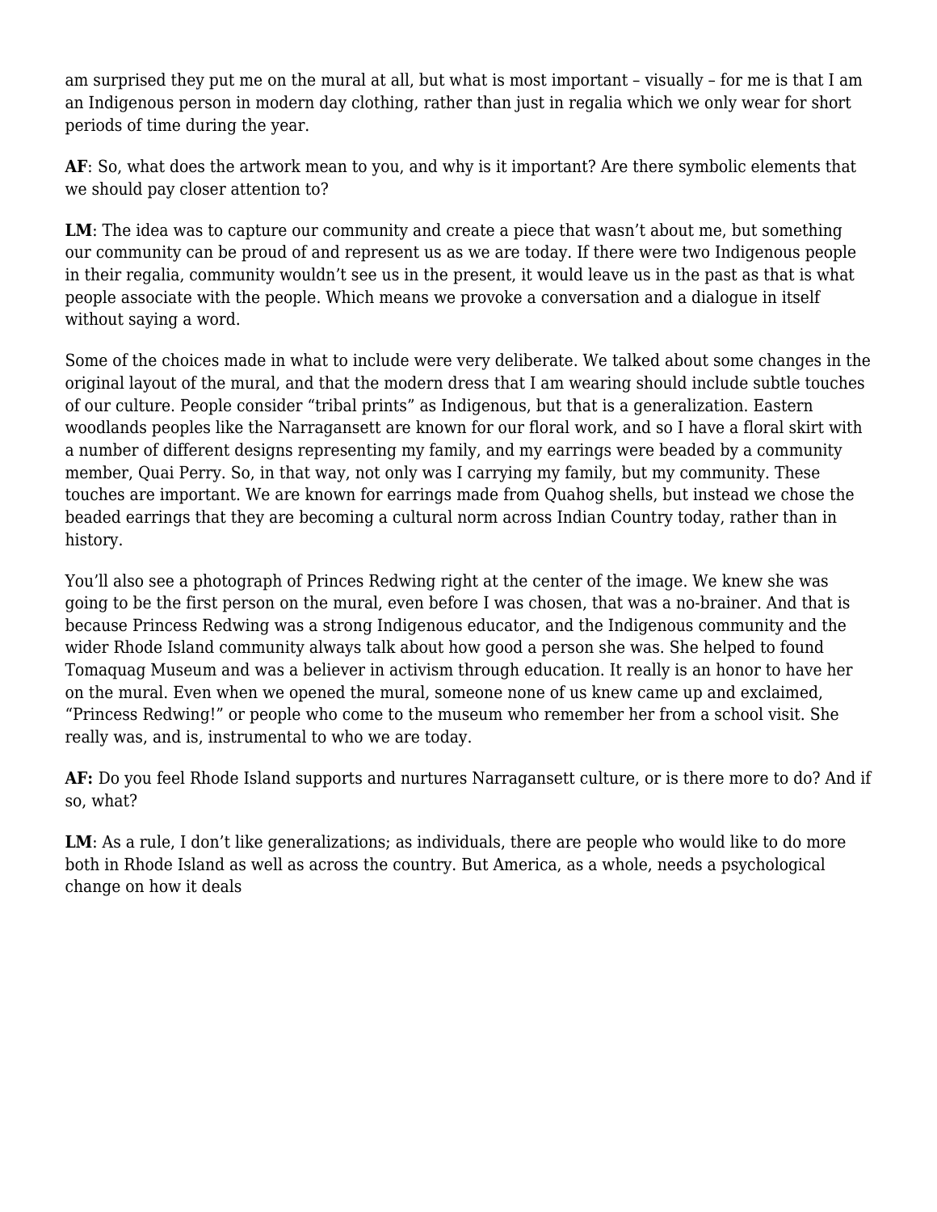am surprised they put me on the mural at all, but what is most important – visually – for me is that I am an Indigenous person in modern day clothing, rather than just in regalia which we only wear for short periods of time during the year.

**AF**: So, what does the artwork mean to you, and why is it important? Are there symbolic elements that we should pay closer attention to?

**LM**: The idea was to capture our community and create a piece that wasn't about me, but something our community can be proud of and represent us as we are today. If there were two Indigenous people in their regalia, community wouldn't see us in the present, it would leave us in the past as that is what people associate with the people. Which means we provoke a conversation and a dialogue in itself without saying a word.

Some of the choices made in what to include were very deliberate. We talked about some changes in the original layout of the mural, and that the modern dress that I am wearing should include subtle touches of our culture. People consider "tribal prints" as Indigenous, but that is a generalization. Eastern woodlands peoples like the Narragansett are known for our floral work, and so I have a floral skirt with a number of different designs representing my family, and my earrings were beaded by a community member, Quai Perry. So, in that way, not only was I carrying my family, but my community. These touches are important. We are known for earrings made from Quahog shells, but instead we chose the beaded earrings that they are becoming a cultural norm across Indian Country today, rather than in history.

You'll also see a photograph of Princes Redwing right at the center of the image. We knew she was going to be the first person on the mural, even before I was chosen, that was a no-brainer. And that is because Princess Redwing was a strong Indigenous educator, and the Indigenous community and the wider Rhode Island community always talk about how good a person she was. She helped to found Tomaquag Museum and was a believer in activism through education. It really is an honor to have her on the mural. Even when we opened the mural, someone none of us knew came up and exclaimed, "Princess Redwing!" or people who come to the museum who remember her from a school visit. She really was, and is, instrumental to who we are today.

**AF:** Do you feel Rhode Island supports and nurtures Narragansett culture, or is there more to do? And if so, what?

**LM**: As a rule, I don't like generalizations; as individuals, there are people who would like to do more both in Rhode Island as well as across the country. But America, as a whole, needs a psychological change on how it deals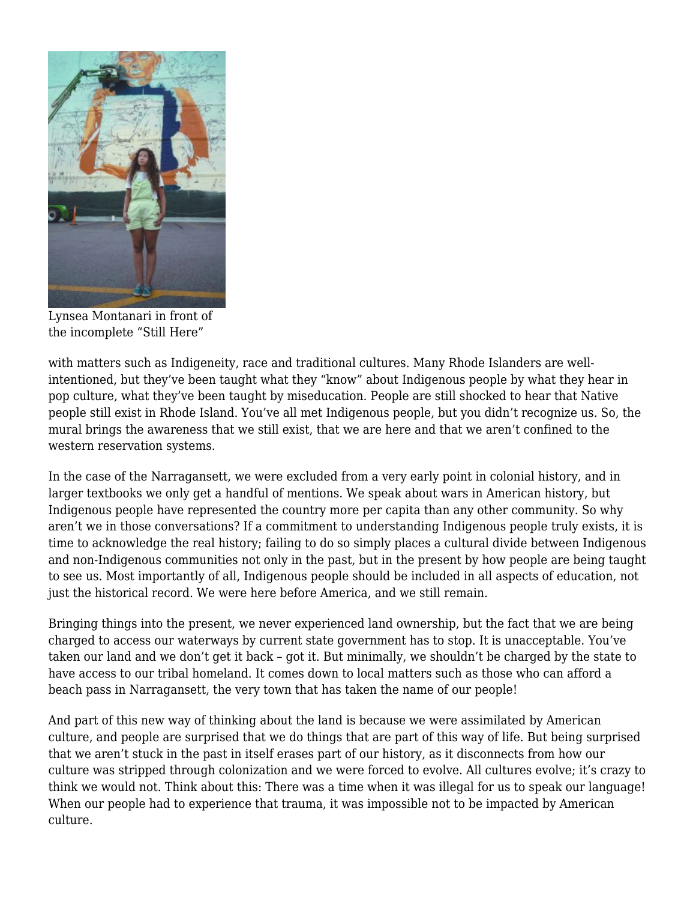Lynsea Montanari in front of the incomplete “Still Here”

with matters such as Indigeneity, race and traditional cultures. Many Rhode Islanders are well-intentioned, but they’ve been taught what they “know” about Indigenous people by what they hear in pop culture, what they’ve been taught by miseducation. People are still shocked to hear that Native people still exist in Rhode Island. You’ve all met Indigenous people, but you didn’t recognize us. So, the mural brings the awareness that we still exist, that we are here and that we aren’t confined to the western reservation systems.

In the case of the Narragansett, we were excluded from a very early point in colonial history, and in larger textbooks we only get a handful of mentions. We speak about wars in American history, but Indigenous people have represented the country more per capita than any other community. So why aren’t we in those conversations? If a commitment to understanding Indigenous people truly exists, it is time to acknowledge the real history; failing to do so simply places a cultural divide between Indigenous and non-Indigenous communities not only in the past, but in the present by how people are being taught to see us. Most importantly of all, Indigenous people should be included in all aspects of education, not just the historical record. We were here before America, and we still remain.

Bringing things into the present, we never experienced land ownership, but the fact that we are being charged to access our waterways by current state government has to stop. It is unacceptable. You’ve taken our land and we don’t get it back – got it. But minimally, we shouldn’t be charged by the state to have access to our tribal homeland. It comes down to local matters such as those who can afford a beach pass in Narragansett, the very town that has taken the name of our people!

And part of this new way of thinking about the land is because we were assimilated by American culture, and people are surprised that we do things that are part of this way of life. But being surprised that we aren’t stuck in the past in itself erases part of our history, as it disconnects from how our culture was stripped through colonization and we were forced to evolve. All cultures evolve; it’s crazy to think we would not. Think about this: There was a time when it was illegal for us to speak our language! When our people had to experience that trauma, it was impossible not to be impacted by American culture.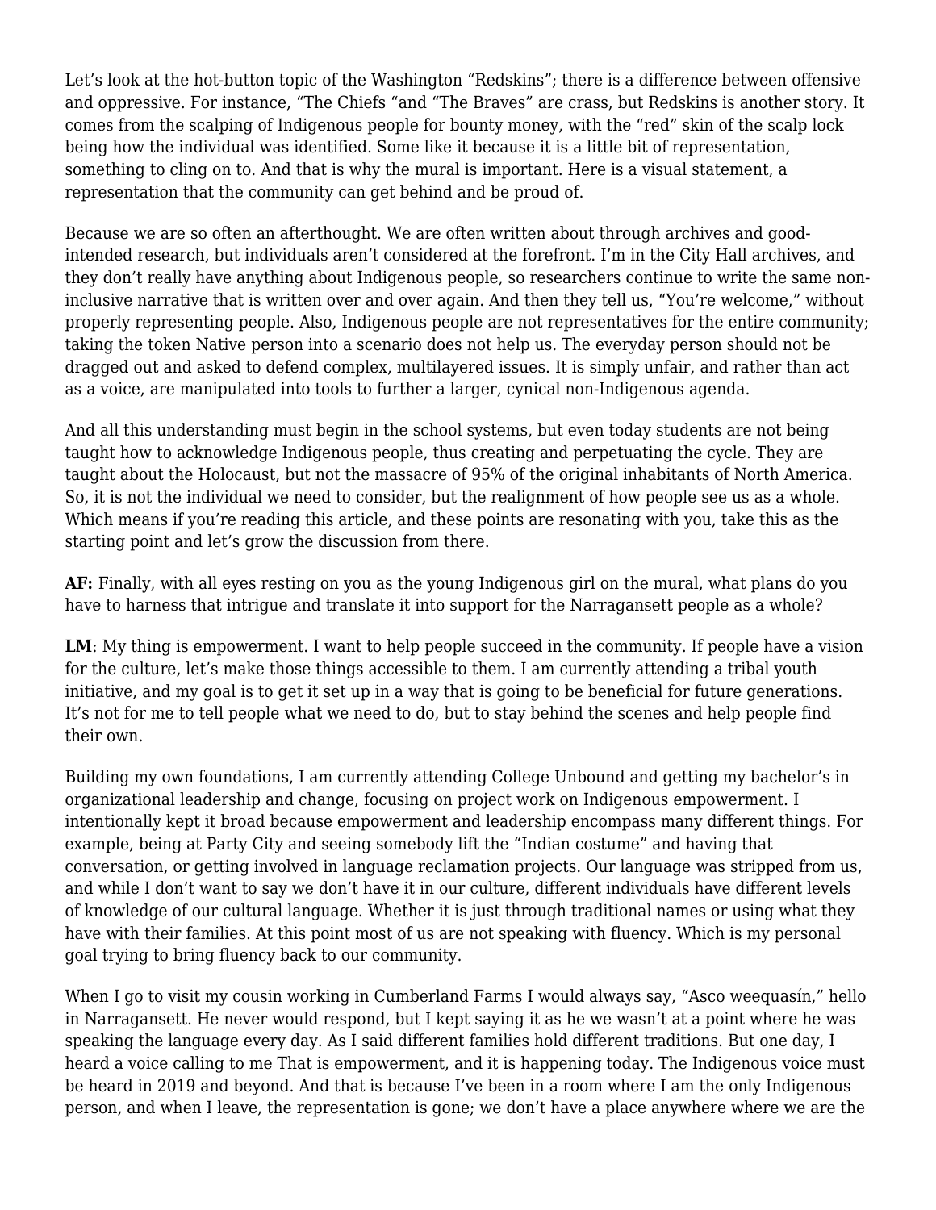Let's look at the hot-button topic of the Washington "Redskins"; there is a difference between offensive and oppressive. For instance, "The Chiefs "and "The Braves" are crass, but Redskins is another story. It comes from the scalping of Indigenous people for bounty money, with the "red" skin of the scalp lock being how the individual was identified. Some like it because it is a little bit of representation, something to cling on to. And that is why the mural is important. Here is a visual statement, a representation that the community can get behind and be proud of.

Because we are so often an afterthought. We are often written about through archives and good-intended research, but individuals aren't considered at the forefront. I'm in the City Hall archives, and they don't really have anything about Indigenous people, so researchers continue to write the same non-inclusive narrative that is written over and over again. And then they tell us, "You're welcome," without properly representing people. Also, Indigenous people are not representatives for the entire community; taking the token Native person into a scenario does not help us. The everyday person should not be dragged out and asked to defend complex, multilayered issues. It is simply unfair, and rather than act as a voice, are manipulated into tools to further a larger, cynical non-Indigenous agenda.

And all this understanding must begin in the school systems, but even today students are not being taught how to acknowledge Indigenous people, thus creating and perpetuating the cycle. They are taught about the Holocaust, but not the massacre of 95% of the original inhabitants of North America. So, it is not the individual we need to consider, but the realignment of how people see us as a whole. Which means if you're reading this article, and these points are resonating with you, take this as the starting point and let's grow the discussion from there.

**AF:** Finally, with all eyes resting on you as the young Indigenous girl on the mural, what plans do you have to harness that intrigue and translate it into support for the Narragansett people as a whole?

**LM**: My thing is empowerment. I want to help people succeed in the community. If people have a vision for the culture, let's make those things accessible to them. I am currently attending a tribal youth initiative, and my goal is to get it set up in a way that is going to be beneficial for future generations. It's not for me to tell people what we need to do, but to stay behind the scenes and help people find their own.

Building my own foundations, I am currently attending College Unbound and getting my bachelor's in organizational leadership and change, focusing on project work on Indigenous empowerment. I intentionally kept it broad because empowerment and leadership encompass many different things. For example, being at Party City and seeing somebody lift the "Indian costume" and having that conversation, or getting involved in language reclamation projects. Our language was stripped from us, and while I don't want to say we don't have it in our culture, different individuals have different levels of knowledge of our cultural language. Whether it is just through traditional names or using what they have with their families. At this point most of us are not speaking with fluency. Which is my personal goal trying to bring fluency back to our community.

When I go to visit my cousin working in Cumberland Farms I would always say, "Asco weequasín," hello in Narragansett. He never would respond, but I kept saying it as he we wasn't at a point where he was speaking the language every day. As I said different families hold different traditions. But one day, I heard a voice calling to me That is empowerment, and it is happening today. The Indigenous voice must be heard in 2019 and beyond. And that is because I've been in a room where I am the only Indigenous person, and when I leave, the representation is gone; we don't have a place anywhere where we are the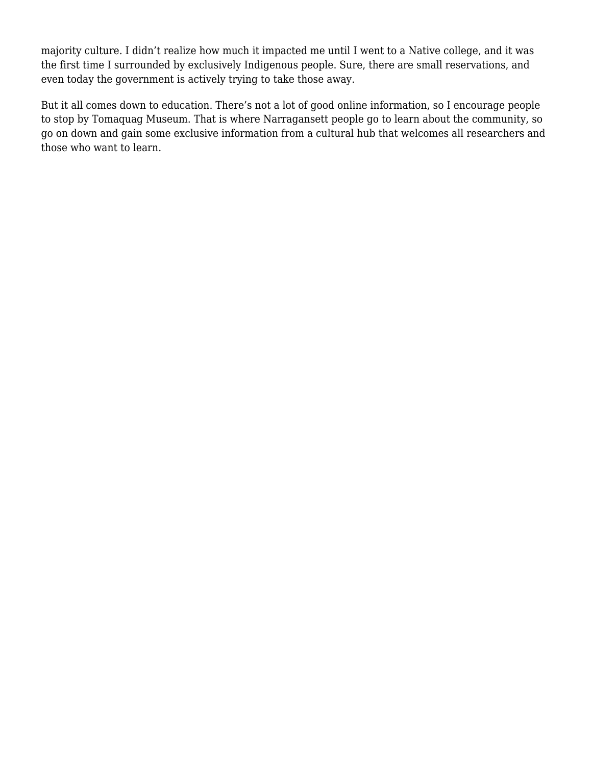majority culture. I didn’t realize how much it impacted me until I went to a Native college, and it was the first time I surrounded by exclusively Indigenous people. Sure, there are small reservations, and even today the government is actively trying to take those away.

But it all comes down to education. There’s not a lot of good online information, so I encourage people to stop by Tomaquag Museum. That is where Narragansett people go to learn about the community, so go on down and gain some exclusive information from a cultural hub that welcomes all researchers and those who want to learn.